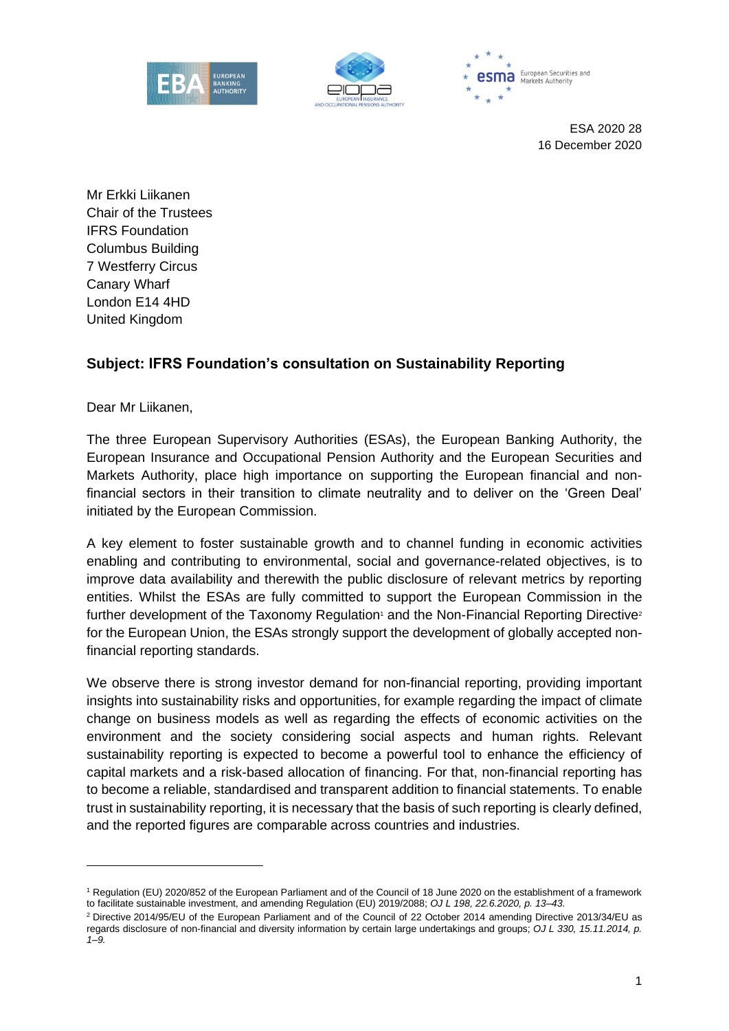ESA 2020 28
16 December 2020

Mr Erkki Liikanen
Chair of the Trustees
IFRS Foundation
Columbus Building
7 Westferry Circus
Canary Wharf
London E14 4HD
United Kingdom

**Subject: IFRS Foundation's consultation on Sustainability Reporting**

Dear Mr Liikanen,

The three European Supervisory Authorities (ESAs), the European Banking Authority, the European Insurance and Occupational Pension Authority and the European Securities and Markets Authority, place high importance on supporting the European financial and non-financial sectors in their transition to climate neutrality and to deliver on the 'Green Deal' initiated by the European Commission.

A key element to foster sustainable growth and to channel funding in economic activities enabling and contributing to environmental, social and governance-related objectives, is to improve data availability and therewith the public disclosure of relevant metrics by reporting entities. Whilst the ESAs are fully committed to support the European Commission in the further development of the Taxonomy Regulation[1] and the Non-Financial Reporting Directive[2] for the European Union, the ESAs strongly support the development of globally accepted non-financial reporting standards.

We observe there is strong investor demand for non-financial reporting, providing important insights into sustainability risks and opportunities, for example regarding the impact of climate change on business models as well as regarding the effects of economic activities on the environment and the society considering social aspects and human rights. Relevant sustainability reporting is expected to become a powerful tool to enhance the efficiency of capital markets and a risk-based allocation of financing. For that, non-financial reporting has to become a reliable, standardised and transparent addition to financial statements. To enable trust in sustainability reporting, it is necessary that the basis of such reporting is clearly defined, and the reported figures are comparable across countries and industries.

---

[1] Regulation (EU) 2020/852 of the European Parliament and of the Council of 18 June 2020 on the establishment of a framework to facilitate sustainable investment, and amending Regulation (EU) 2019/2088; *OJ L 198, 22.6.2020, p. 13–43.*

[2] Directive 2014/95/EU of the European Parliament and of the Council of 22 October 2014 amending Directive 2013/34/EU as regards disclosure of non-financial and diversity information by certain large undertakings and groups; *OJ L 330, 15.11.2014, p. 1–9.*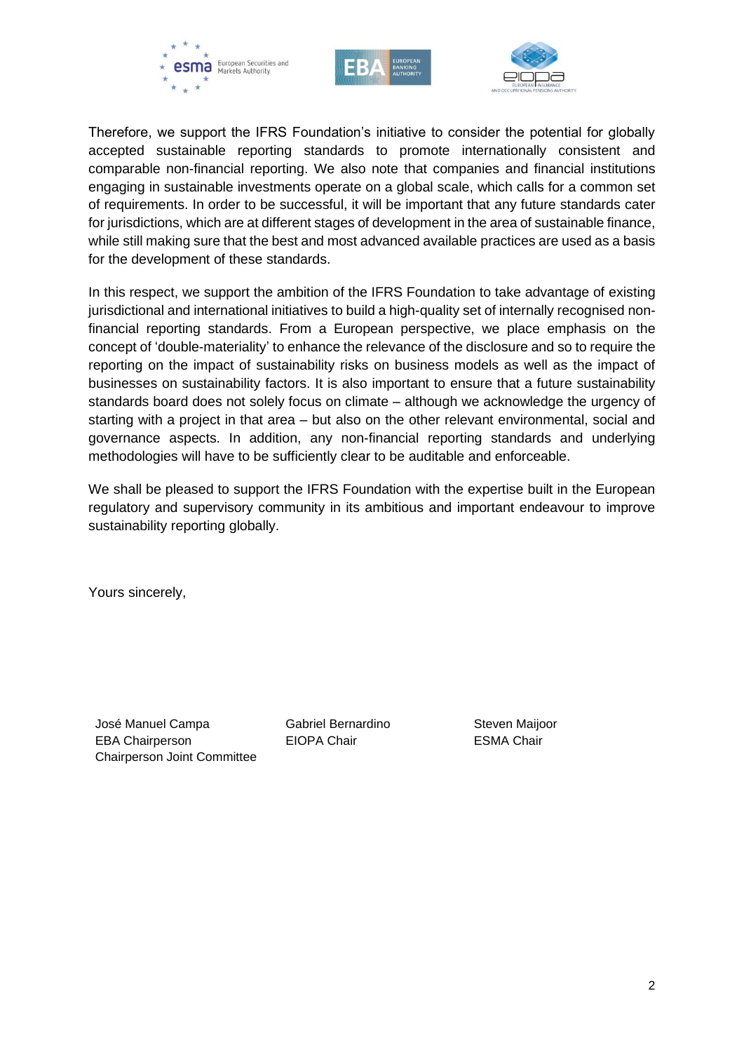Therefore, we support the IFRS Foundation's initiative to consider the potential for globally accepted sustainable reporting standards to promote internationally consistent and comparable non-financial reporting. We also note that companies and financial institutions engaging in sustainable investments operate on a global scale, which calls for a common set of requirements. In order to be successful, it will be important that any future standards cater for jurisdictions, which are at different stages of development in the area of sustainable finance, while still making sure that the best and most advanced available practices are used as a basis for the development of these standards.

In this respect, we support the ambition of the IFRS Foundation to take advantage of existing jurisdictional and international initiatives to build a high-quality set of internally recognised non-financial reporting standards. From a European perspective, we place emphasis on the concept of 'double-materiality' to enhance the relevance of the disclosure and so to require the reporting on the impact of sustainability risks on business models as well as the impact of businesses on sustainability factors. It is also important to ensure that a future sustainability standards board does not solely focus on climate – although we acknowledge the urgency of starting with a project in that area – but also on the other relevant environmental, social and governance aspects. In addition, any non-financial reporting standards and underlying methodologies will have to be sufficiently clear to be auditable and enforceable.

We shall be pleased to support the IFRS Foundation with the expertise built in the European regulatory and supervisory community in its ambitious and important endeavour to improve sustainability reporting globally.

Yours sincerely,

José Manuel Campa
EBA Chairperson
Chairperson Joint Committee

Gabriel Bernardino
EIOPA Chair

Steven Maijoor
ESMA Chair